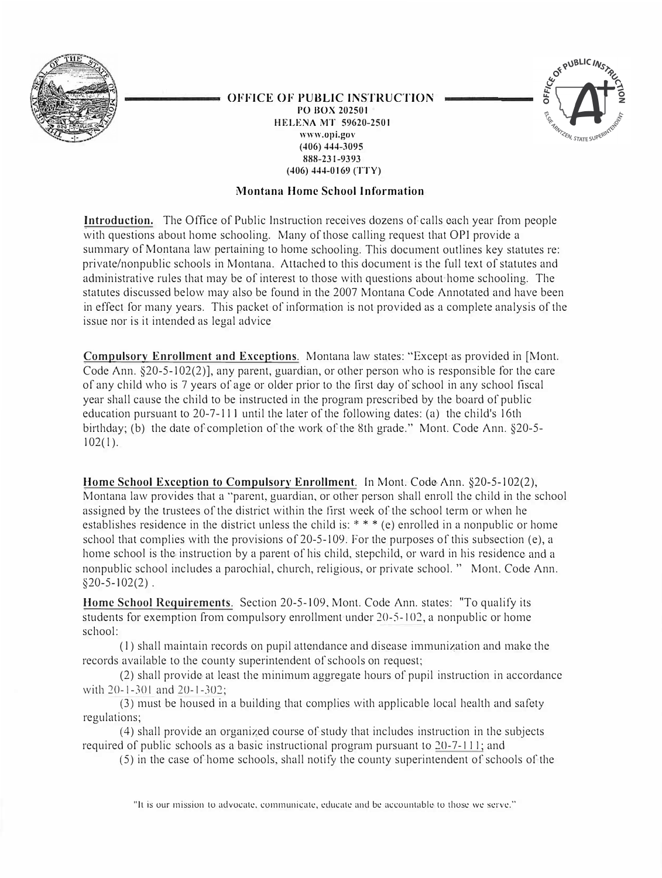**OFFICE OF PUBLIC INSTRUCTION**
PO BOX 202501
HELENA MT 59620-2501
www.opi.gov
(406) 444-3095
888-231-9393
(406) 444-0169 (TTY)

## Montana Home School Information

**Introduction.** The Office of Public Instruction receives dozens of calls each year from people with questions about home schooling. Many of those calling request that OPI provide a summary of Montana law pertaining to home schooling. This document outlines key statutes re: private/nonpublic schools in Montana. Attached to this document is the full text of statutes and administrative rules that may be of interest to those with questions about home schooling. The statutes discussed below may also be found in the 2007 Montana Code Annotated and have been in effect for many years. This packet of information is not provided as a complete analysis of the issue nor is it intended as legal advice

**Compulsory Enrollment and Exceptions.** Montana law states: "Except as provided in [Mont. Code Ann. §20-5-102(2)], any parent, guardian, or other person who is responsible for the care of any child who is 7 years of age or older prior to the first day of school in any school fiscal year shall cause the child to be instructed in the program prescribed by the board of public education pursuant to 20-7-111 until the later of the following dates: (a) the child's 16th birthday; (b) the date of completion of the work of the 8th grade." Mont. Code Ann. §20-5-102(1).

**Home School Exception to Compulsory Enrollment.** In Mont. Code Ann. §20-5-102(2), Montana law provides that a "parent, guardian, or other person shall enroll the child in the school assigned by the trustees of the district within the first week of the school term or when he establishes residence in the district unless the child is: * * * (e) enrolled in a nonpublic or home school that complies with the provisions of 20-5-109. For the purposes of this subsection (e), a home school is the instruction by a parent of his child, stepchild, or ward in his residence and a nonpublic school includes a parochial, church, religious, or private school. " Mont. Code Ann. §20-5-102(2) .

**Home School Requirements.** Section 20-5-109, Mont. Code Ann. states: "To qualify its students for exemption from compulsory enrollment under 20-5-102, a nonpublic or home school:

(1) shall maintain records on pupil attendance and disease immunization and make the records available to the county superintendent of schools on request;

(2) shall provide at least the minimum aggregate hours of pupil instruction in accordance with 20-1-301 and 20-1-302;

(3) must be housed in a building that complies with applicable local health and safety regulations;

(4) shall provide an organized course of study that includes instruction in the subjects required of public schools as a basic instructional program pursuant to 20-7-111; and

(5) in the case of home schools, shall notify the county superintendent of schools of the

"It is our mission to advocate, communicate, educate and be accountable to those we serve."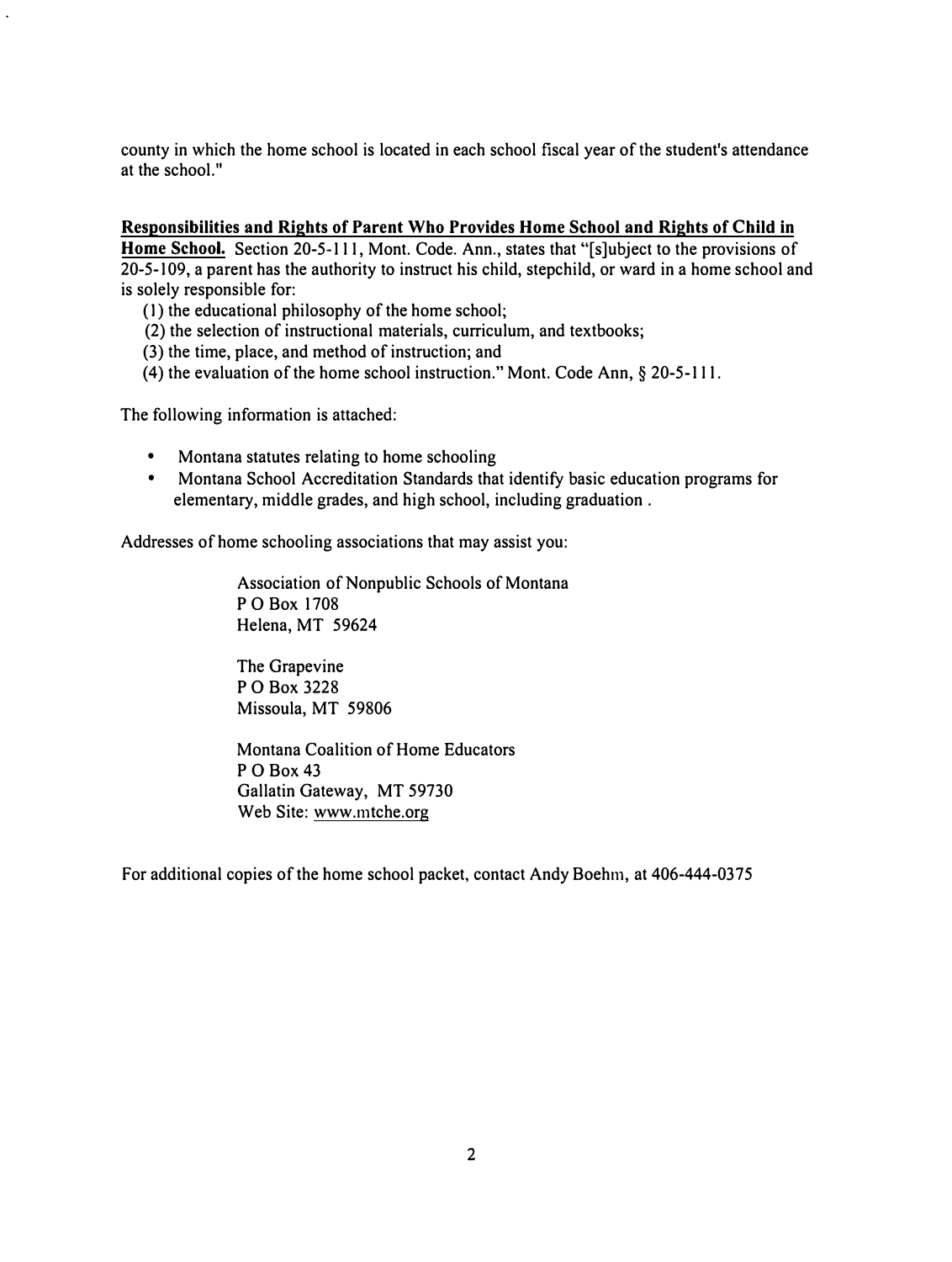county in which the home school is located in each school fiscal year of the student's attendance at the school."

**Responsibilities and Rights of Parent Who Provides Home School and Rights of Child in Home School.** Section 20-5-111, Mont. Code. Ann., states that "[s]ubject to the provisions of 20-5-109, a parent has the authority to instruct his child, stepchild, or ward in a home school and is solely responsible for:

(1) the educational philosophy of the home school;
(2) the selection of instructional materials, curriculum, and textbooks;
(3) the time, place, and method of instruction; and
(4) the evaluation of the home school instruction." Mont. Code Ann, § 20-5-111.

The following information is attached:

- Montana statutes relating to home schooling
- Montana School Accreditation Standards that identify basic education programs for elementary, middle grades, and high school, including graduation .

Addresses of home schooling associations that may assist you:

Association of Nonpublic Schools of Montana
P O Box 1708
Helena, MT 59624

The Grapevine
P O Box 3228
Missoula, MT 59806

Montana Coalition of Home Educators
P O Box 43
Gallatin Gateway, MT 59730
Web Site: www.mtche.org

For additional copies of the home school packet, contact Andy Boehm, at 406-444-0375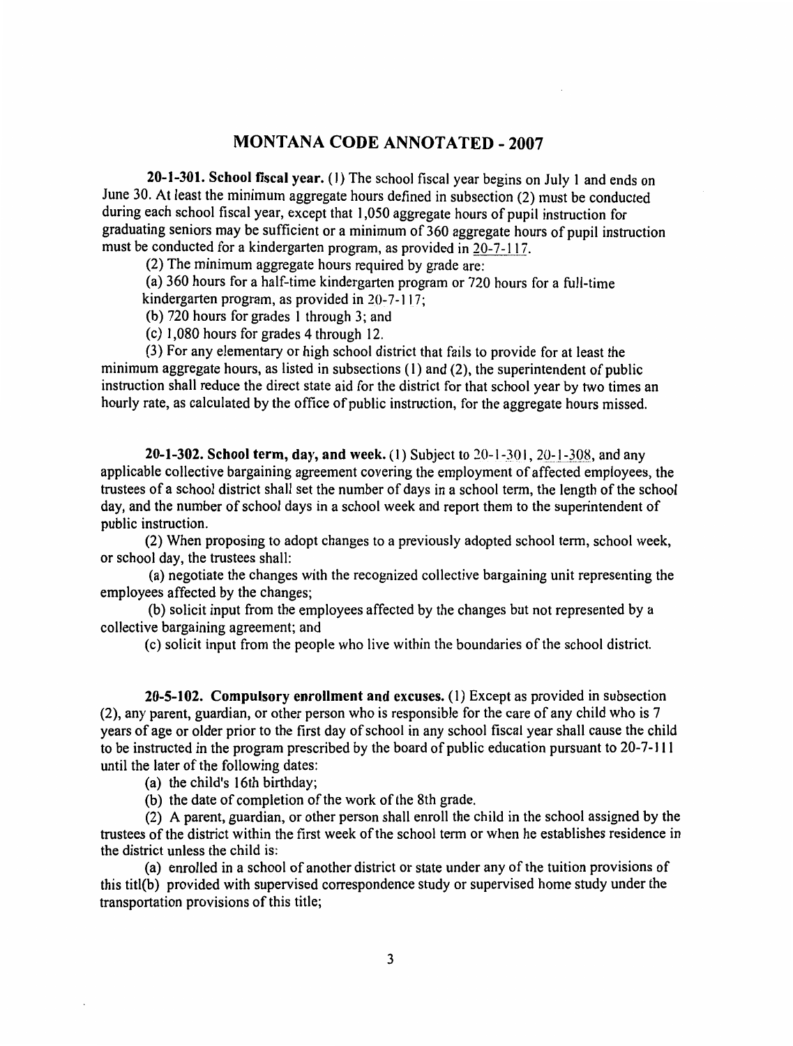# MONTANA CODE ANNOTATED - 2007

**20-1-301. School fiscal year.** (1) The school fiscal year begins on July 1 and ends on June 30. At least the minimum aggregate hours defined in subsection (2) must be conducted during each school fiscal year, except that 1,050 aggregate hours of pupil instruction for graduating seniors may be sufficient or a minimum of 360 aggregate hours of pupil instruction must be conducted for a kindergarten program, as provided in 20-7-117.

(2) The minimum aggregate hours required by grade are:

(a) 360 hours for a half-time kindergarten program or 720 hours for a full-time kindergarten program, as provided in 20-7-117;

(b) 720 hours for grades 1 through 3; and

(c) 1,080 hours for grades 4 through 12.

(3) For any elementary or high school district that fails to provide for at least the minimum aggregate hours, as listed in subsections (1) and (2), the superintendent of public instruction shall reduce the direct state aid for the district for that school year by two times an hourly rate, as calculated by the office of public instruction, for the aggregate hours missed.

**20-1-302. School term, day, and week.** (1) Subject to 20-1-301, 20-1-308, and any applicable collective bargaining agreement covering the employment of affected employees, the trustees of a school district shall set the number of days in a school term, the length of the school day, and the number of school days in a school week and report them to the superintendent of public instruction.

(2) When proposing to adopt changes to a previously adopted school term, school week, or school day, the trustees shall:

(a) negotiate the changes with the recognized collective bargaining unit representing the employees affected by the changes;

(b) solicit input from the employees affected by the changes but not represented by a collective bargaining agreement; and

(c) solicit input from the people who live within the boundaries of the school district.

**20-5-102. Compulsory enrollment and excuses.** (1) Except as provided in subsection (2), any parent, guardian, or other person who is responsible for the care of any child who is 7 years of age or older prior to the first day of school in any school fiscal year shall cause the child to be instructed in the program prescribed by the board of public education pursuant to 20-7-111 until the later of the following dates:

(a) the child's 16th birthday;

(b) the date of completion of the work of the 8th grade.

(2) A parent, guardian, or other person shall enroll the child in the school assigned by the trustees of the district within the first week of the school term or when he establishes residence in the district unless the child is:

(a) enrolled in a school of another district or state under any of the tuition provisions of this titl(b) provided with supervised correspondence study or supervised home study under the transportation provisions of this title;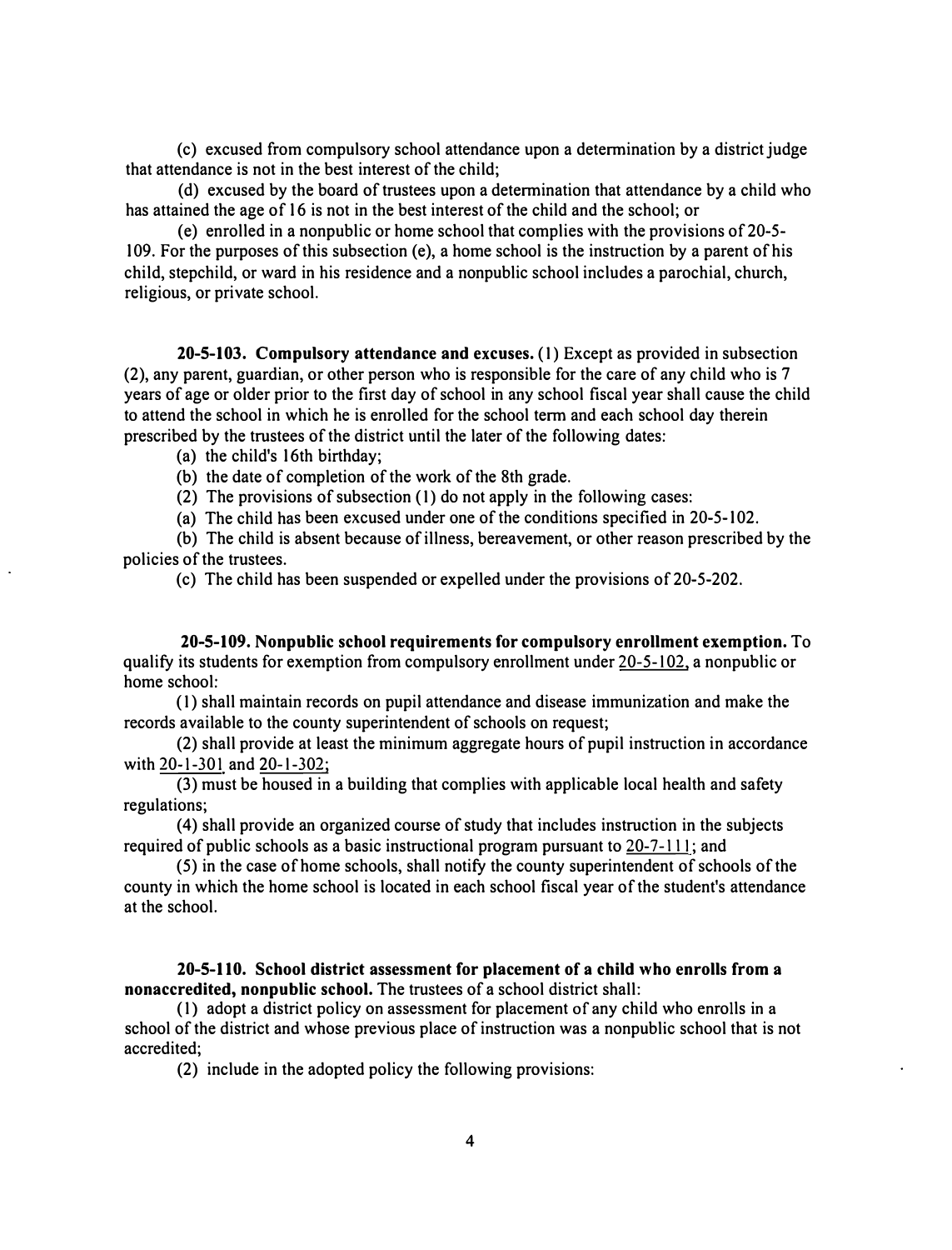(c) excused from compulsory school attendance upon a determination by a district judge that attendance is not in the best interest of the child;

(d) excused by the board of trustees upon a determination that attendance by a child who has attained the age of 16 is not in the best interest of the child and the school; or

(e) enrolled in a nonpublic or home school that complies with the provisions of 20-5-109. For the purposes of this subsection (e), a home school is the instruction by a parent of his child, stepchild, or ward in his residence and a nonpublic school includes a parochial, church, religious, or private school.

**20-5-103. Compulsory attendance and excuses.** (1) Except as provided in subsection (2), any parent, guardian, or other person who is responsible for the care of any child who is 7 years of age or older prior to the first day of school in any school fiscal year shall cause the child to attend the school in which he is enrolled for the school term and each school day therein prescribed by the trustees of the district until the later of the following dates:

(a) the child's 16th birthday;

(b) the date of completion of the work of the 8th grade.

(2) The provisions of subsection (1) do not apply in the following cases:

(a) The child has been excused under one of the conditions specified in 20-5-102.

(b) The child is absent because of illness, bereavement, or other reason prescribed by the policies of the trustees.

(c) The child has been suspended or expelled under the provisions of 20-5-202.

**20-5-109. Nonpublic school requirements for compulsory enrollment exemption.** To qualify its students for exemption from compulsory enrollment under 20-5-102, a nonpublic or home school:

(1) shall maintain records on pupil attendance and disease immunization and make the records available to the county superintendent of schools on request;

(2) shall provide at least the minimum aggregate hours of pupil instruction in accordance with 20-1-301 and 20-1-302;

(3) must be housed in a building that complies with applicable local health and safety regulations;

(4) shall provide an organized course of study that includes instruction in the subjects required of public schools as a basic instructional program pursuant to 20-7-111; and

(5) in the case of home schools, shall notify the county superintendent of schools of the county in which the home school is located in each school fiscal year of the student's attendance at the school.

**20-5-110. School district assessment for placement of a child who enrolls from a nonaccredited, nonpublic school.** The trustees of a school district shall:

(1) adopt a district policy on assessment for placement of any child who enrolls in a school of the district and whose previous place of instruction was a nonpublic school that is not accredited;

(2) include in the adopted policy the following provisions: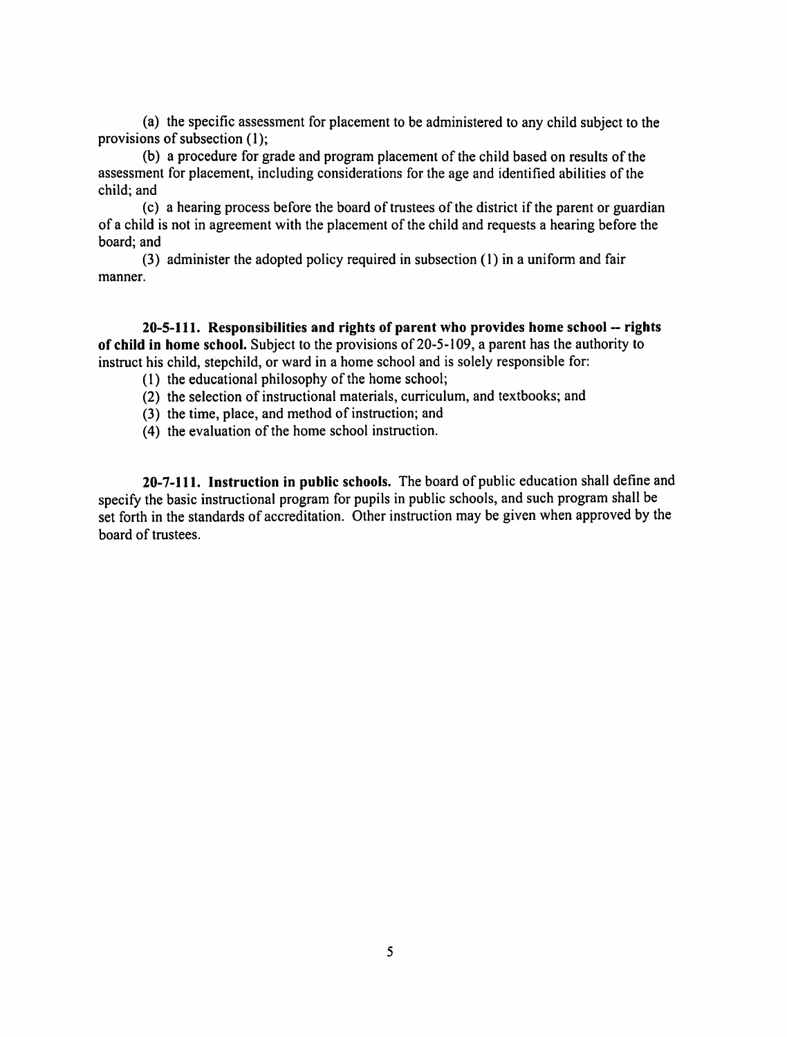(a) the specific assessment for placement to be administered to any child subject to the provisions of subsection (1);

(b) a procedure for grade and program placement of the child based on results of the assessment for placement, including considerations for the age and identified abilities of the child; and

(c) a hearing process before the board of trustees of the district if the parent or guardian of a child is not in agreement with the placement of the child and requests a hearing before the board; and

(3) administer the adopted policy required in subsection (1) in a uniform and fair manner.

**20-5-111. Responsibilities and rights of parent who provides home school -- rights of child in home school.** Subject to the provisions of 20-5-109, a parent has the authority to instruct his child, stepchild, or ward in a home school and is solely responsible for:

(1) the educational philosophy of the home school;

(2) the selection of instructional materials, curriculum, and textbooks; and

(3) the time, place, and method of instruction; and

(4) the evaluation of the home school instruction.

**20-7-111. Instruction in public schools.** The board of public education shall define and specify the basic instructional program for pupils in public schools, and such program shall be set forth in the standards of accreditation. Other instruction may be given when approved by the board of trustees.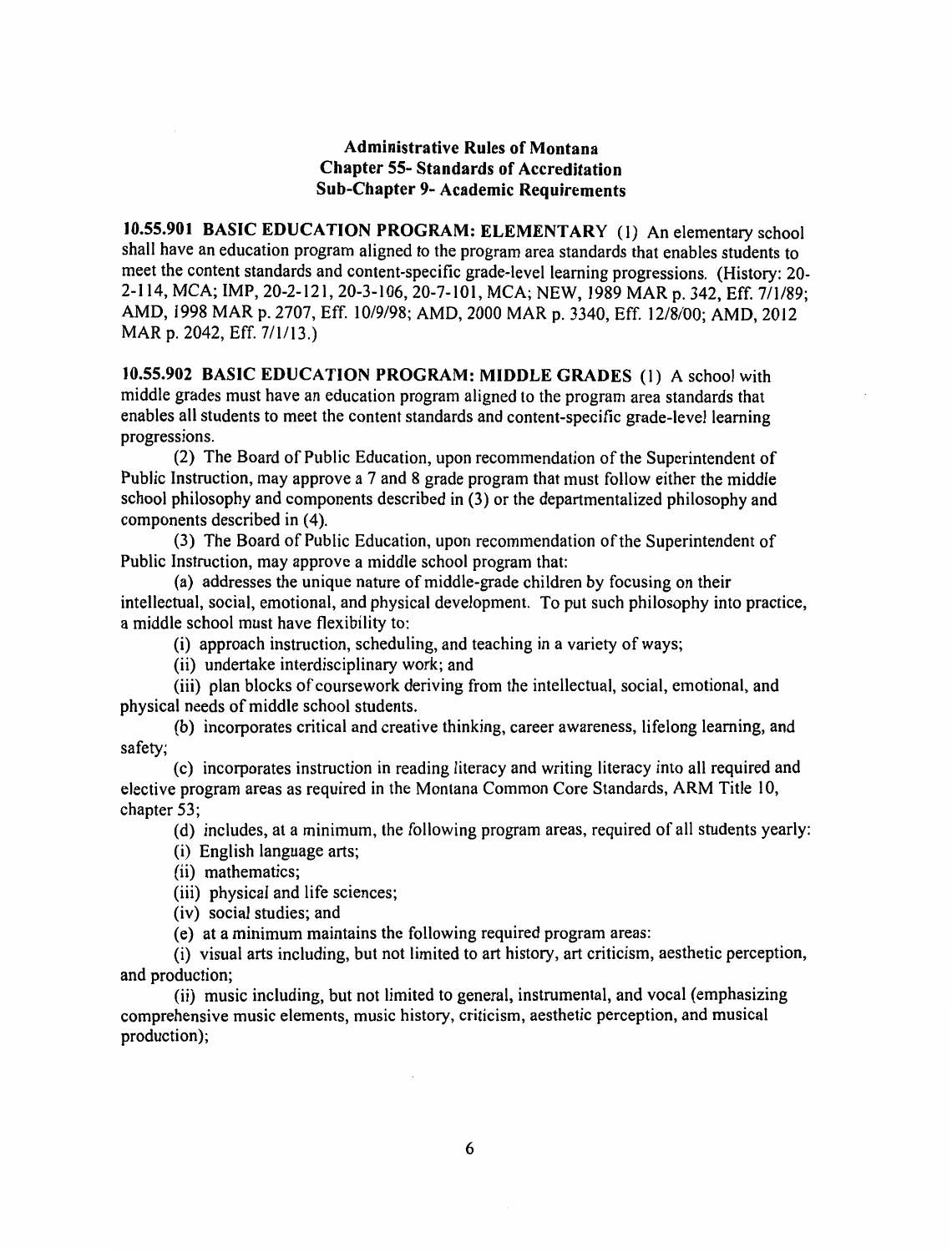**Administrative Rules of Montana**
**Chapter 55- Standards of Accreditation**
**Sub-Chapter 9- Academic Requirements**

**10.55.901 BASIC EDUCATION PROGRAM: ELEMENTARY** (1) An elementary school shall have an education program aligned to the program area standards that enables students to meet the content standards and content-specific grade-level learning progressions. (History: 20-2-114, MCA; IMP, 20-2-121, 20-3-106, 20-7-101, MCA; NEW, 1989 MAR p. 342, Eff. 7/1/89; AMD, 1998 MAR p. 2707, Eff. 10/9/98; AMD, 2000 MAR p. 3340, Eff. 12/8/00; AMD, 2012 MAR p. 2042, Eff. 7/1/13.)

**10.55.902 BASIC EDUCATION PROGRAM: MIDDLE GRADES** (1) A school with middle grades must have an education program aligned to the program area standards that enables all students to meet the content standards and content-specific grade-level learning progressions.

(2) The Board of Public Education, upon recommendation of the Superintendent of Public Instruction, may approve a 7 and 8 grade program that must follow either the middle school philosophy and components described in (3) or the departmentalized philosophy and components described in (4).

(3) The Board of Public Education, upon recommendation of the Superintendent of Public Instruction, may approve a middle school program that:

(a) addresses the unique nature of middle-grade children by focusing on their intellectual, social, emotional, and physical development. To put such philosophy into practice, a middle school must have flexibility to:

(i) approach instruction, scheduling, and teaching in a variety of ways;

(ii) undertake interdisciplinary work; and

(iii) plan blocks of coursework deriving from the intellectual, social, emotional, and physical needs of middle school students.

(b) incorporates critical and creative thinking, career awareness, lifelong learning, and safety;

(c) incorporates instruction in reading literacy and writing literacy into all required and elective program areas as required in the Montana Common Core Standards, ARM Title 10, chapter 53;

(d) includes, at a minimum, the following program areas, required of all students yearly:

(i) English language arts;

(ii) mathematics;

(iii) physical and life sciences;

(iv) social studies; and

(e) at a minimum maintains the following required program areas:

(i) visual arts including, but not limited to art history, art criticism, aesthetic perception, and production;

(ii) music including, but not limited to general, instrumental, and vocal (emphasizing comprehensive music elements, music history, criticism, aesthetic perception, and musical production);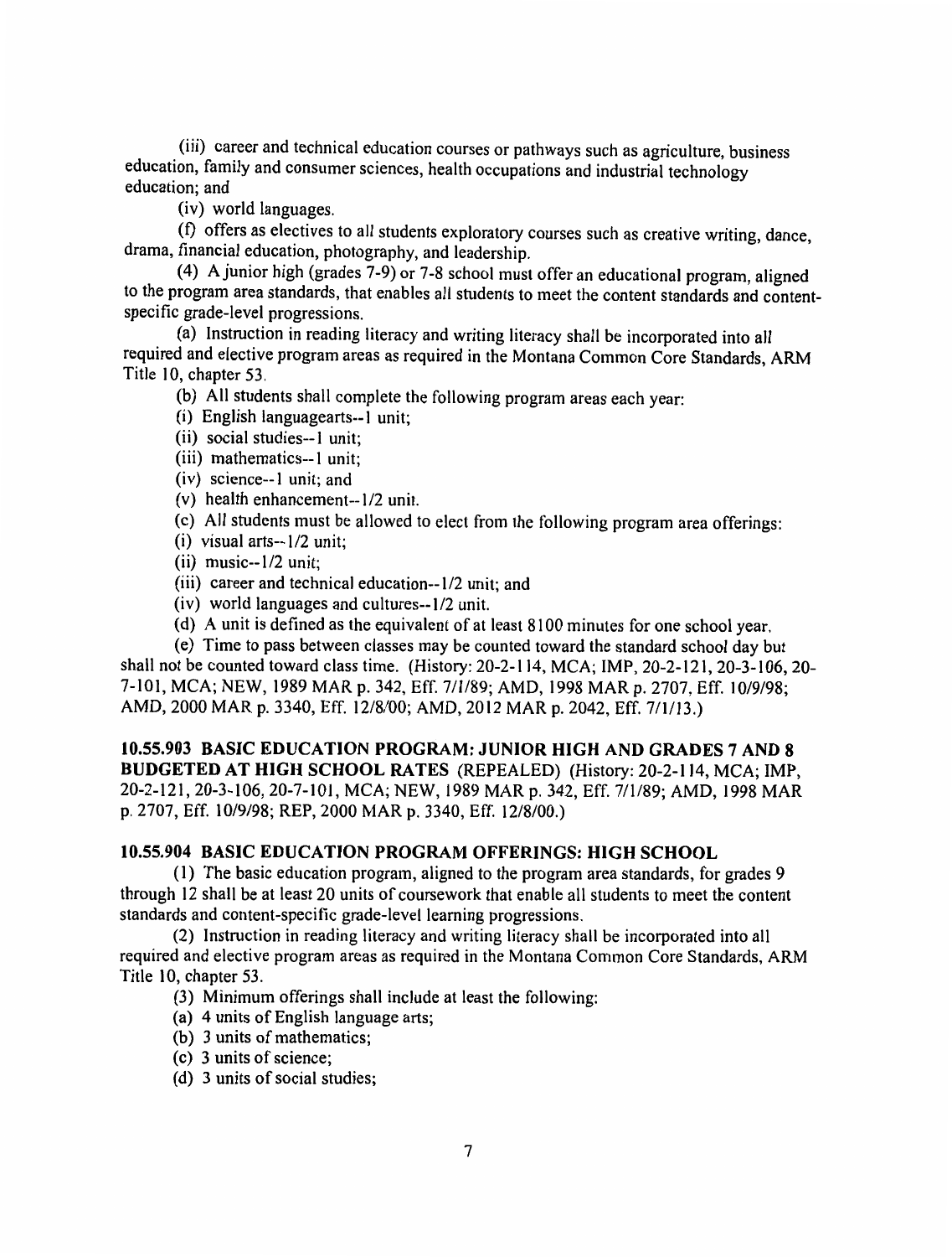(iii) career and technical education courses or pathways such as agriculture, business education, family and consumer sciences, health occupations and industrial technology education; and

(iv) world languages.

(f) offers as electives to all students exploratory courses such as creative writing, dance, drama, financial education, photography, and leadership.

(4) A junior high (grades 7-9) or 7-8 school must offer an educational program, aligned to the program area standards, that enables all students to meet the content standards and content-specific grade-level progressions.

(a) Instruction in reading literacy and writing literacy shall be incorporated into all required and elective program areas as required in the Montana Common Core Standards, ARM Title 10, chapter 53.

(b) All students shall complete the following program areas each year:

(i) English languagearts--1 unit;

(ii) social studies--1 unit;

(iii) mathematics--1 unit;

(iv) science--1 unit; and

(v) health enhancement--1/2 unit.

(c) All students must be allowed to elect from the following program area offerings:

(i) visual arts--1/2 unit;

(ii) music--1/2 unit;

(iii) career and technical education--1/2 unit; and

(iv) world languages and cultures--1/2 unit.

(d) A unit is defined as the equivalent of at least 8100 minutes for one school year.

(e) Time to pass between classes may be counted toward the standard school day but shall not be counted toward class time. (History: 20-2-114, MCA; IMP, 20-2-121, 20-3-106, 20-7-101, MCA; NEW, 1989 MAR p. 342, Eff. 7/1/89; AMD, 1998 MAR p. 2707, Eff. 10/9/98; AMD, 2000 MAR p. 3340, Eff. 12/8/00; AMD, 2012 MAR p. 2042, Eff. 7/1/13.)

**10.55.903 BASIC EDUCATION PROGRAM: JUNIOR HIGH AND GRADES 7 AND 8 BUDGETED AT HIGH SCHOOL RATES** (REPEALED) (History: 20-2-114, MCA; IMP, 20-2-121, 20-3-106, 20-7-101, MCA; NEW, 1989 MAR p. 342, Eff. 7/1/89; AMD, 1998 MAR p. 2707, Eff. 10/9/98; REP, 2000 MAR p. 3340, Eff. 12/8/00.)

**10.55.904 BASIC EDUCATION PROGRAM OFFERINGS: HIGH SCHOOL**

(1) The basic education program, aligned to the program area standards, for grades 9 through 12 shall be at least 20 units of coursework that enable all students to meet the content standards and content-specific grade-level learning progressions.

(2) Instruction in reading literacy and writing literacy shall be incorporated into all required and elective program areas as required in the Montana Common Core Standards, ARM Title 10, chapter 53.

(3) Minimum offerings shall include at least the following:

(a) 4 units of English language arts;

(b) 3 units of mathematics;

(c) 3 units of science;

(d) 3 units of social studies;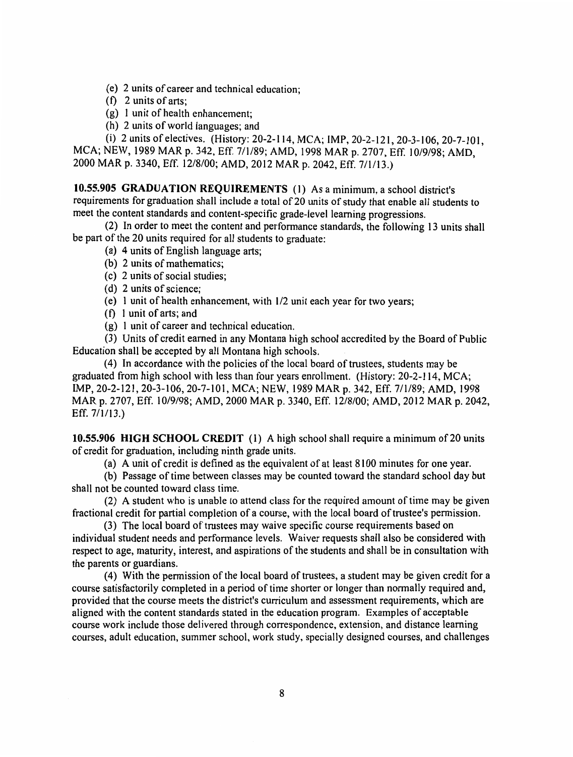(e) 2 units of career and technical education;

(f) 2 units of arts;

(g) 1 unit of health enhancement;

(h) 2 units of world languages; and

(i) 2 units of electives. (History: 20-2-114, MCA; IMP, 20-2-121, 20-3-106, 20-7-101, MCA; NEW, 1989 MAR p. 342, Eff. 7/1/89; AMD, 1998 MAR p. 2707, Eff. 10/9/98; AMD, 2000 MAR p. 3340, Eff. 12/8/00; AMD, 2012 MAR p. 2042, Eff. 7/1/13.)

**10.55.905 GRADUATION REQUIREMENTS** (1) As a minimum, a school district's requirements for graduation shall include a total of 20 units of study that enable all students to meet the content standards and content-specific grade-level learning progressions.

(2) In order to meet the content and performance standards, the following 13 units shall be part of the 20 units required for all students to graduate:

(a) 4 units of English language arts;

(b) 2 units of mathematics;

(c) 2 units of social studies;

(d) 2 units of science;

(e) 1 unit of health enhancement, with 1/2 unit each year for two years;

(f) 1 unit of arts; and

(g) 1 unit of career and technical education.

(3) Units of credit earned in any Montana high school accredited by the Board of Public Education shall be accepted by all Montana high schools.

(4) In accordance with the policies of the local board of trustees, students may be graduated from high school with less than four years enrollment. (History: 20-2-114, MCA; IMP, 20-2-121, 20-3-106, 20-7-101, MCA; NEW, 1989 MAR p. 342, Eff. 7/1/89; AMD, 1998 MAR p. 2707, Eff. 10/9/98; AMD, 2000 MAR p. 3340, Eff. 12/8/00; AMD, 2012 MAR p. 2042, Eff. 7/1/13.)

**10.55.906 HIGH SCHOOL CREDIT** (1) A high school shall require a minimum of 20 units of credit for graduation, including ninth grade units.

(a) A unit of credit is defined as the equivalent of at least 8100 minutes for one year.

(b) Passage of time between classes may be counted toward the standard school day but shall not be counted toward class time.

(2) A student who is unable to attend class for the required amount of time may be given fractional credit for partial completion of a course, with the local board of trustee's permission.

(3) The local board of trustees may waive specific course requirements based on individual student needs and performance levels. Waiver requests shall also be considered with respect to age, maturity, interest, and aspirations of the students and shall be in consultation with the parents or guardians.

(4) With the permission of the local board of trustees, a student may be given credit for a course satisfactorily completed in a period of time shorter or longer than normally required and, provided that the course meets the district's curriculum and assessment requirements, which are aligned with the content standards stated in the education program. Examples of acceptable course work include those delivered through correspondence, extension, and distance learning courses, adult education, summer school, work study, specially designed courses, and challenges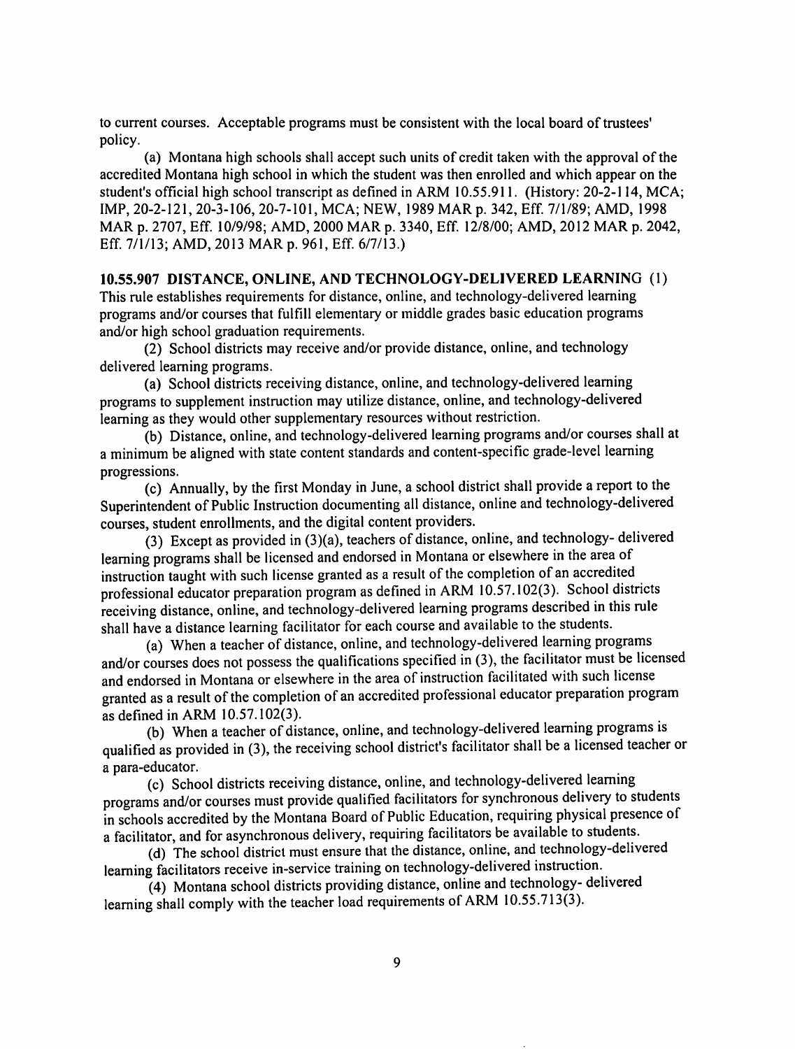to current courses. Acceptable programs must be consistent with the local board of trustees' policy.

(a) Montana high schools shall accept such units of credit taken with the approval of the accredited Montana high school in which the student was then enrolled and which appear on the student's official high school transcript as defined in ARM 10.55.911. (History: 20-2-114, MCA; IMP, 20-2-121, 20-3-106, 20-7-101, MCA; NEW, 1989 MAR p. 342, Eff. 7/1/89; AMD, 1998 MAR p. 2707, Eff. 10/9/98; AMD, 2000 MAR p. 3340, Eff. 12/8/00; AMD, 2012 MAR p. 2042, Eff. 7/1/13; AMD, 2013 MAR p. 961, Eff. 6/7/13.)

**10.55.907 DISTANCE, ONLINE, AND TECHNOLOGY-DELIVERED LEARNING** (1) This rule establishes requirements for distance, online, and technology-delivered learning programs and/or courses that fulfill elementary or middle grades basic education programs and/or high school graduation requirements.

(2) School districts may receive and/or provide distance, online, and technology delivered learning programs.

(a) School districts receiving distance, online, and technology-delivered learning programs to supplement instruction may utilize distance, online, and technology-delivered learning as they would other supplementary resources without restriction.

(b) Distance, online, and technology-delivered learning programs and/or courses shall at a minimum be aligned with state content standards and content-specific grade-level learning progressions.

(c) Annually, by the first Monday in June, a school district shall provide a report to the Superintendent of Public Instruction documenting all distance, online and technology-delivered courses, student enrollments, and the digital content providers.

(3) Except as provided in (3)(a), teachers of distance, online, and technology- delivered learning programs shall be licensed and endorsed in Montana or elsewhere in the area of instruction taught with such license granted as a result of the completion of an accredited professional educator preparation program as defined in ARM 10.57.102(3). School districts receiving distance, online, and technology-delivered learning programs described in this rule shall have a distance learning facilitator for each course and available to the students.

(a) When a teacher of distance, online, and technology-delivered learning programs and/or courses does not possess the qualifications specified in (3), the facilitator must be licensed and endorsed in Montana or elsewhere in the area of instruction facilitated with such license granted as a result of the completion of an accredited professional educator preparation program as defined in ARM 10.57.102(3).

(b) When a teacher of distance, online, and technology-delivered learning programs is qualified as provided in (3), the receiving school district's facilitator shall be a licensed teacher or a para-educator.

(c) School districts receiving distance, online, and technology-delivered learning programs and/or courses must provide qualified facilitators for synchronous delivery to students in schools accredited by the Montana Board of Public Education, requiring physical presence of a facilitator, and for asynchronous delivery, requiring facilitators be available to students.

(d) The school district must ensure that the distance, online, and technology-delivered learning facilitators receive in-service training on technology-delivered instruction.

(4) Montana school districts providing distance, online and technology- delivered learning shall comply with the teacher load requirements of ARM 10.55.713(3).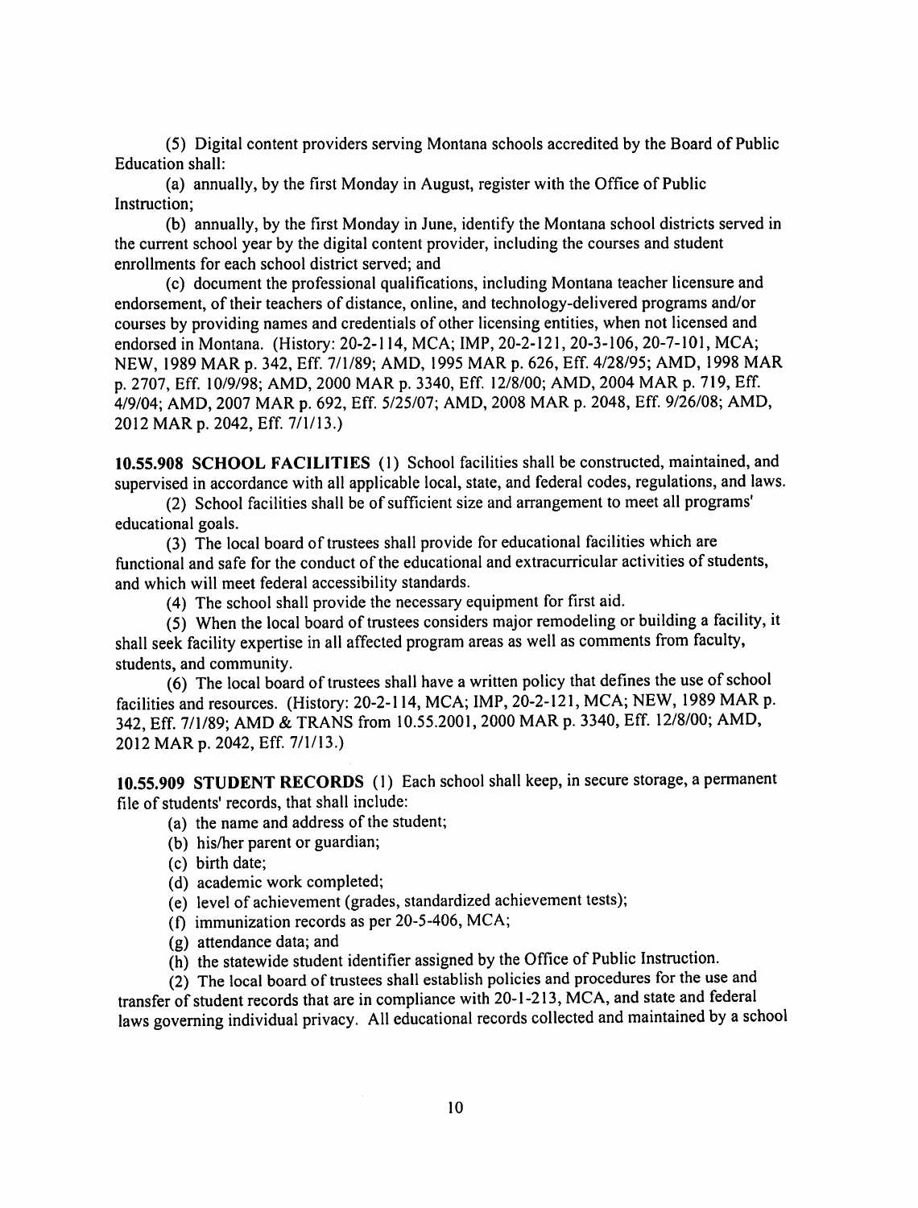(5) Digital content providers serving Montana schools accredited by the Board of Public Education shall:

(a) annually, by the first Monday in August, register with the Office of Public Instruction;

(b) annually, by the first Monday in June, identify the Montana school districts served in the current school year by the digital content provider, including the courses and student enrollments for each school district served; and

(c) document the professional qualifications, including Montana teacher licensure and endorsement, of their teachers of distance, online, and technology-delivered programs and/or courses by providing names and credentials of other licensing entities, when not licensed and endorsed in Montana. (History: 20-2-114, MCA; IMP, 20-2-121, 20-3-106, 20-7-101, MCA; NEW, 1989 MAR p. 342, Eff. 7/1/89; AMD, 1995 MAR p. 626, Eff. 4/28/95; AMD, 1998 MAR p. 2707, Eff. 10/9/98; AMD, 2000 MAR p. 3340, Eff. 12/8/00; AMD, 2004 MAR p. 719, Eff. 4/9/04; AMD, 2007 MAR p. 692, Eff. 5/25/07; AMD, 2008 MAR p. 2048, Eff. 9/26/08; AMD, 2012 MAR p. 2042, Eff. 7/1/13.)

**10.55.908 SCHOOL FACILITIES** (1) School facilities shall be constructed, maintained, and supervised in accordance with all applicable local, state, and federal codes, regulations, and laws.

(2) School facilities shall be of sufficient size and arrangement to meet all programs' educational goals.

(3) The local board of trustees shall provide for educational facilities which are functional and safe for the conduct of the educational and extracurricular activities of students, and which will meet federal accessibility standards.

(4) The school shall provide the necessary equipment for first aid.

(5) When the local board of trustees considers major remodeling or building a facility, it shall seek facility expertise in all affected program areas as well as comments from faculty, students, and community.

(6) The local board of trustees shall have a written policy that defines the use of school facilities and resources. (History: 20-2-114, MCA; IMP, 20-2-121, MCA; NEW, 1989 MAR p. 342, Eff. 7/1/89; AMD & TRANS from 10.55.2001, 2000 MAR p. 3340, Eff. 12/8/00; AMD, 2012 MAR p. 2042, Eff. 7/1/13.)

**10.55.909 STUDENT RECORDS** (1) Each school shall keep, in secure storage, a permanent file of students' records, that shall include:

(a) the name and address of the student;

(b) his/her parent or guardian;

(c) birth date;

(d) academic work completed;

(e) level of achievement (grades, standardized achievement tests);

(f) immunization records as per 20-5-406, MCA;

(g) attendance data; and

(h) the statewide student identifier assigned by the Office of Public Instruction.

(2) The local board of trustees shall establish policies and procedures for the use and transfer of student records that are in compliance with 20-1-213, MCA, and state and federal laws governing individual privacy. All educational records collected and maintained by a school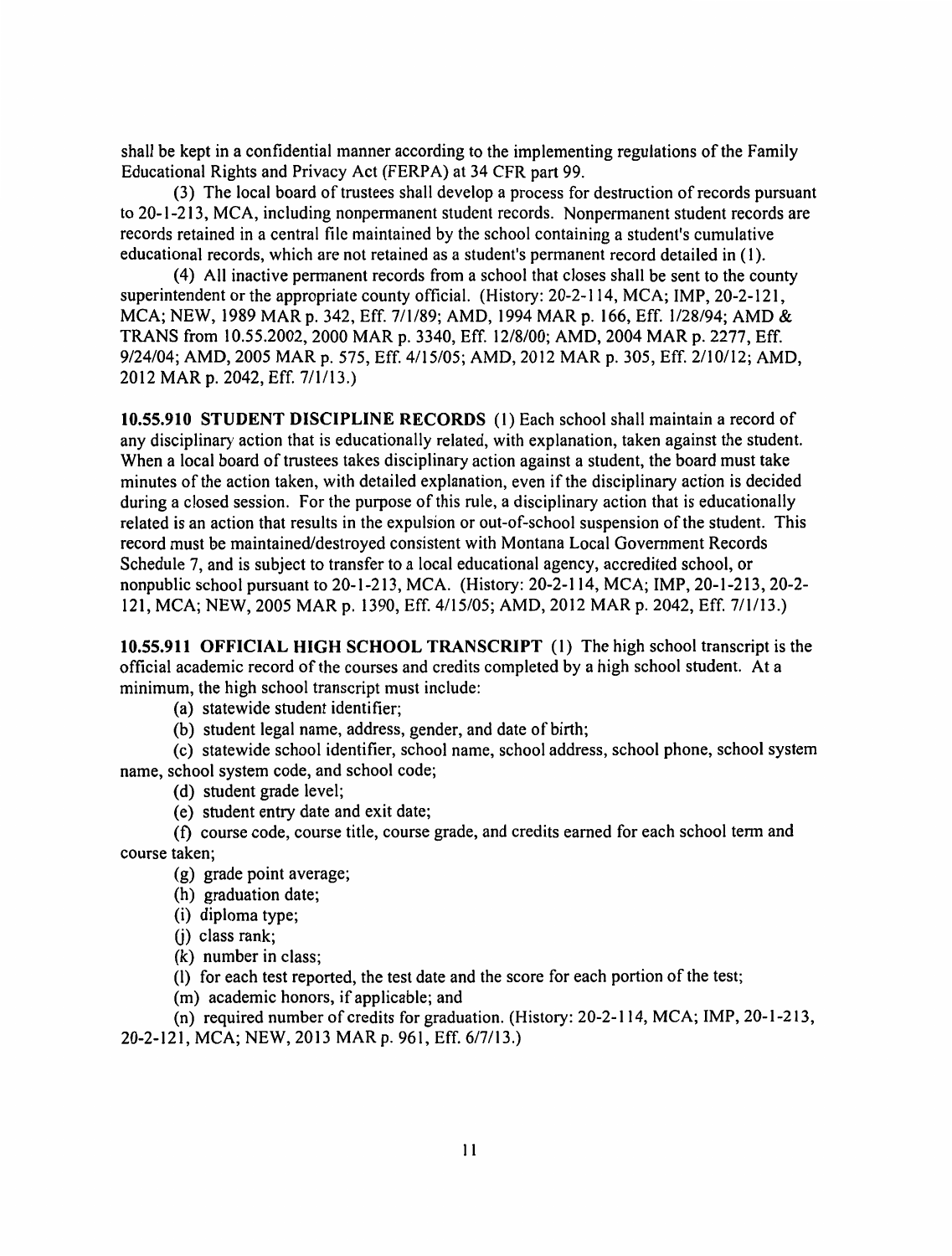shall be kept in a confidential manner according to the implementing regulations of the Family Educational Rights and Privacy Act (FERPA) at 34 CFR part 99.

(3) The local board of trustees shall develop a process for destruction of records pursuant to 20-1-213, MCA, including nonpermanent student records. Nonpermanent student records are records retained in a central file maintained by the school containing a student's cumulative educational records, which are not retained as a student's permanent record detailed in (1).

(4) All inactive permanent records from a school that closes shall be sent to the county superintendent or the appropriate county official. (History: 20-2-114, MCA; IMP, 20-2-121, MCA; NEW, 1989 MAR p. 342, Eff. 7/1/89; AMD, 1994 MAR p. 166, Eff. 1/28/94; AMD & TRANS from 10.55.2002, 2000 MAR p. 3340, Eff. 12/8/00; AMD, 2004 MAR p. 2277, Eff. 9/24/04; AMD, 2005 MAR p. 575, Eff. 4/15/05; AMD, 2012 MAR p. 305, Eff. 2/10/12; AMD, 2012 MAR p. 2042, Eff. 7/1/13.)

**10.55.910 STUDENT DISCIPLINE RECORDS** (1) Each school shall maintain a record of any disciplinary action that is educationally related, with explanation, taken against the student. When a local board of trustees takes disciplinary action against a student, the board must take minutes of the action taken, with detailed explanation, even if the disciplinary action is decided during a closed session. For the purpose of this rule, a disciplinary action that is educationally related is an action that results in the expulsion or out-of-school suspension of the student. This record must be maintained/destroyed consistent with Montana Local Government Records Schedule 7, and is subject to transfer to a local educational agency, accredited school, or nonpublic school pursuant to 20-1-213, MCA. (History: 20-2-114, MCA; IMP, 20-1-213, 20-2-121, MCA; NEW, 2005 MAR p. 1390, Eff. 4/15/05; AMD, 2012 MAR p. 2042, Eff. 7/1/13.)

**10.55.911 OFFICIAL HIGH SCHOOL TRANSCRIPT** (1) The high school transcript is the official academic record of the courses and credits completed by a high school student. At a minimum, the high school transcript must include:

(a) statewide student identifier;

(b) student legal name, address, gender, and date of birth;

(c) statewide school identifier, school name, school address, school phone, school system name, school system code, and school code;

(d) student grade level;

(e) student entry date and exit date;

(f) course code, course title, course grade, and credits earned for each school term and course taken;

(g) grade point average;

(h) graduation date;

(i) diploma type;

(j) class rank;

(k) number in class;

(l) for each test reported, the test date and the score for each portion of the test;

(m) academic honors, if applicable; and

(n) required number of credits for graduation. (History: 20-2-114, MCA; IMP, 20-1-213, 20-2-121, MCA; NEW, 2013 MAR p. 961, Eff. 6/7/13.)